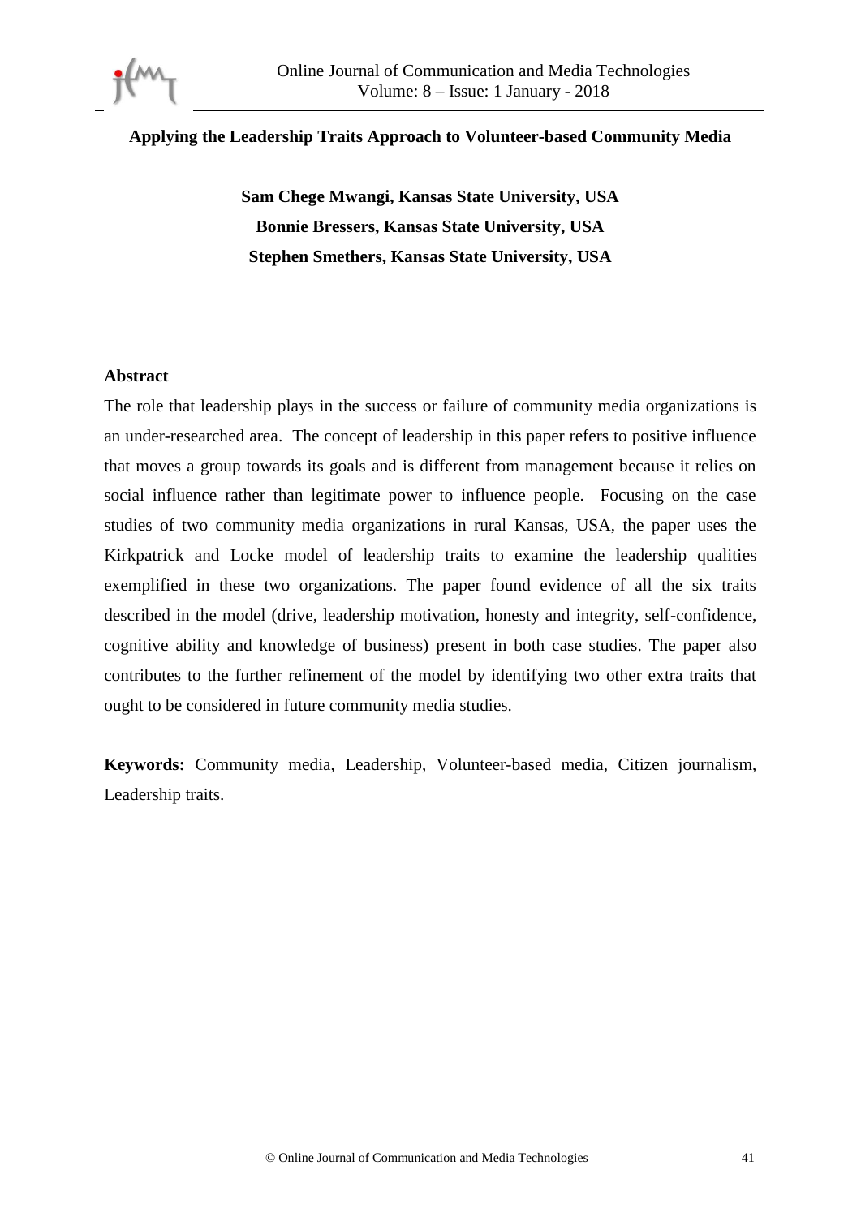# Applying the Leadership Traits Approach to Volunteer-based Community Media

**Sam Chege Mwangi, Kansas State University, USA**
**Bonnie Bressers, Kansas State University, USA**
**Stephen Smethers, Kansas State University, USA**

## Abstract

The role that leadership plays in the success or failure of community media organizations is an under-researched area. The concept of leadership in this paper refers to positive influence that moves a group towards its goals and is different from management because it relies on social influence rather than legitimate power to influence people. Focusing on the case studies of two community media organizations in rural Kansas, USA, the paper uses the Kirkpatrick and Locke model of leadership traits to examine the leadership qualities exemplified in these two organizations. The paper found evidence of all the six traits described in the model (drive, leadership motivation, honesty and integrity, self-confidence, cognitive ability and knowledge of business) present in both case studies. The paper also contributes to the further refinement of the model by identifying two other extra traits that ought to be considered in future community media studies.

**Keywords:** Community media, Leadership, Volunteer-based media, Citizen journalism, Leadership traits.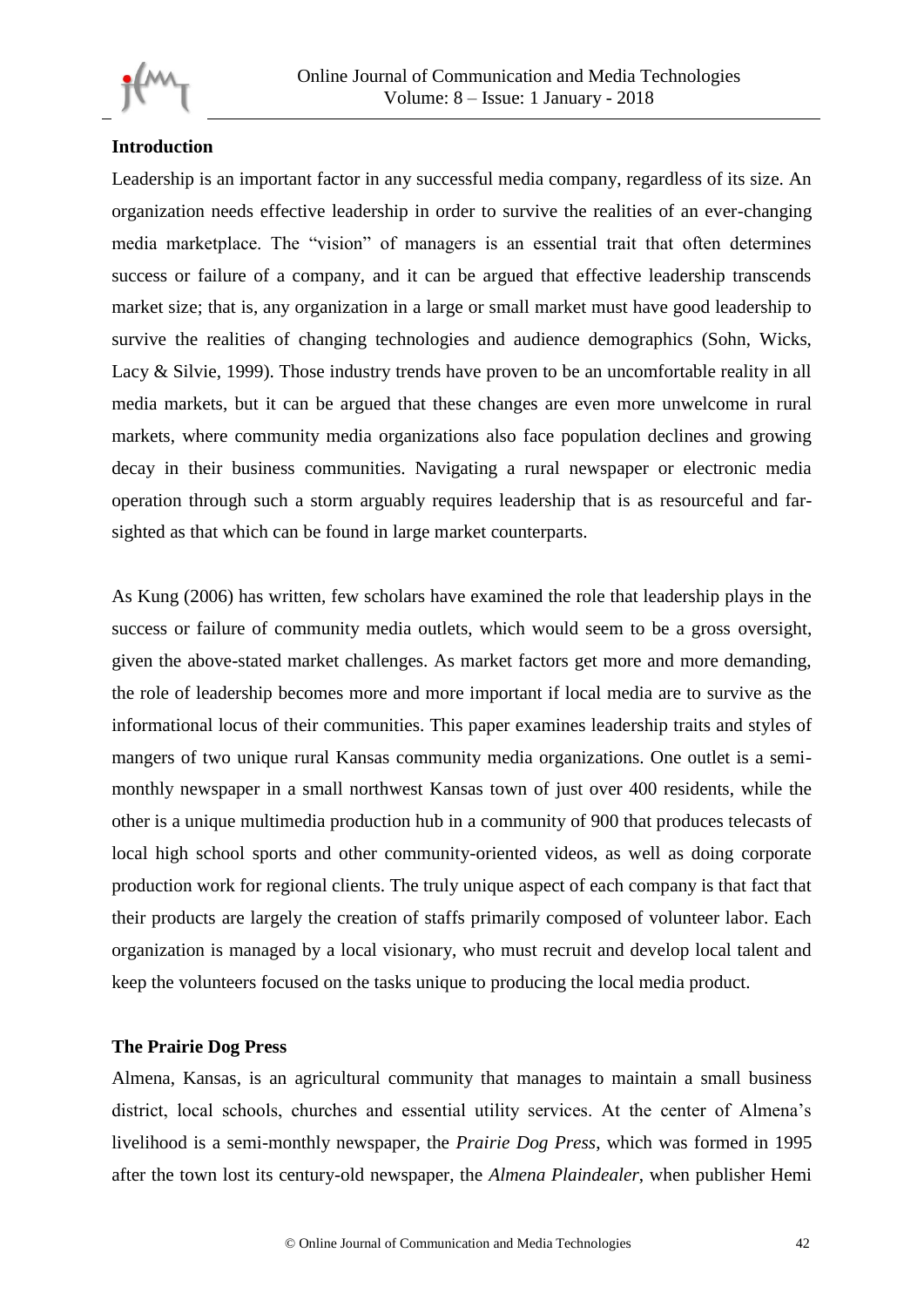## Introduction

Leadership is an important factor in any successful media company, regardless of its size. An organization needs effective leadership in order to survive the realities of an ever-changing media marketplace. The "vision" of managers is an essential trait that often determines success or failure of a company, and it can be argued that effective leadership transcends market size; that is, any organization in a large or small market must have good leadership to survive the realities of changing technologies and audience demographics (Sohn, Wicks, Lacy & Silvie, 1999). Those industry trends have proven to be an uncomfortable reality in all media markets, but it can be argued that these changes are even more unwelcome in rural markets, where community media organizations also face population declines and growing decay in their business communities. Navigating a rural newspaper or electronic media operation through such a storm arguably requires leadership that is as resourceful and far-sighted as that which can be found in large market counterparts.

As Kung (2006) has written, few scholars have examined the role that leadership plays in the success or failure of community media outlets, which would seem to be a gross oversight, given the above-stated market challenges. As market factors get more and more demanding, the role of leadership becomes more and more important if local media are to survive as the informational locus of their communities. This paper examines leadership traits and styles of mangers of two unique rural Kansas community media organizations. One outlet is a semi-monthly newspaper in a small northwest Kansas town of just over 400 residents, while the other is a unique multimedia production hub in a community of 900 that produces telecasts of local high school sports and other community-oriented videos, as well as doing corporate production work for regional clients. The truly unique aspect of each company is that fact that their products are largely the creation of staffs primarily composed of volunteer labor. Each organization is managed by a local visionary, who must recruit and develop local talent and keep the volunteers focused on the tasks unique to producing the local media product.

## The Prairie Dog Press

Almena, Kansas, is an agricultural community that manages to maintain a small business district, local schools, churches and essential utility services. At the center of Almena's livelihood is a semi-monthly newspaper, the *Prairie Dog Press*, which was formed in 1995 after the town lost its century-old newspaper, the *Almena Plaindealer*, when publisher Hemi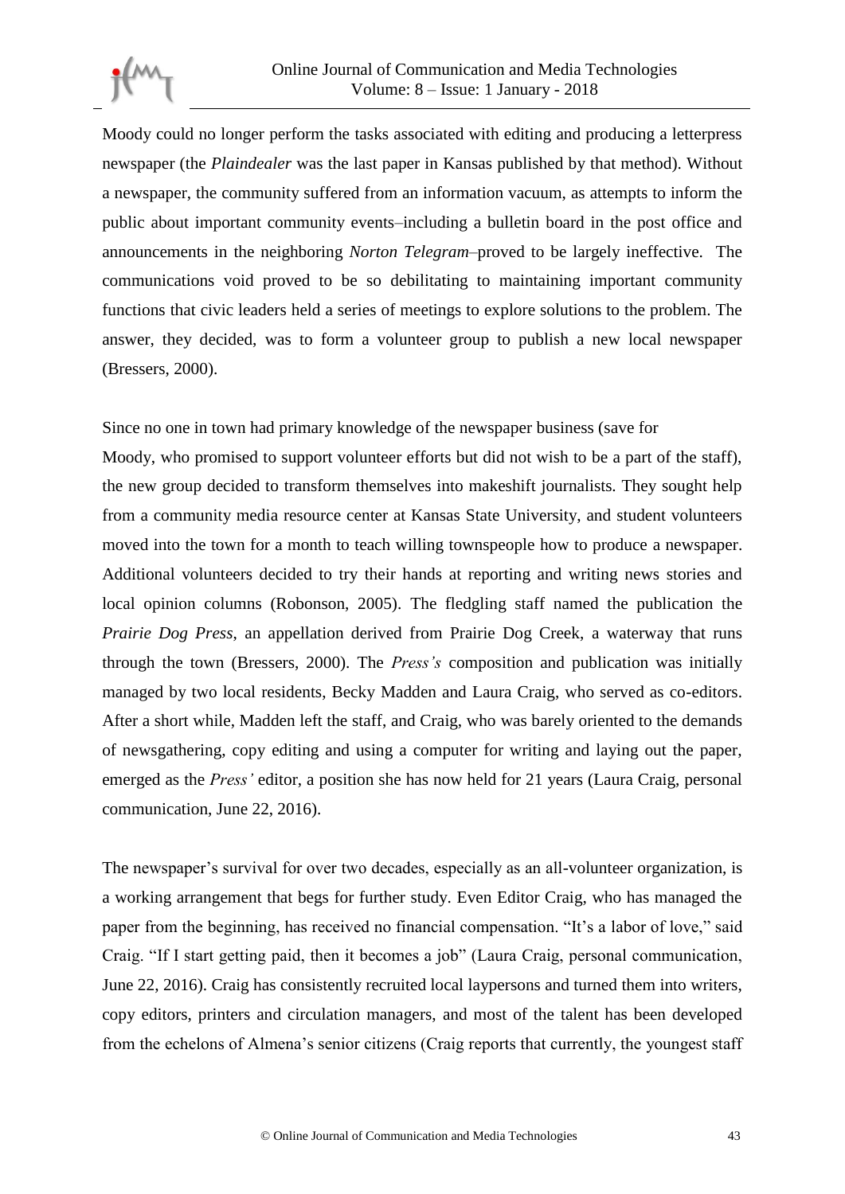Moody could no longer perform the tasks associated with editing and producing a letterpress newspaper (the *Plaindealer* was the last paper in Kansas published by that method). Without a newspaper, the community suffered from an information vacuum, as attempts to inform the public about important community events–including a bulletin board in the post office and announcements in the neighboring *Norton Telegram*–proved to be largely ineffective. The communications void proved to be so debilitating to maintaining important community functions that civic leaders held a series of meetings to explore solutions to the problem. The answer, they decided, was to form a volunteer group to publish a new local newspaper (Bressers, 2000).

Since no one in town had primary knowledge of the newspaper business (save for Moody, who promised to support volunteer efforts but did not wish to be a part of the staff), the new group decided to transform themselves into makeshift journalists. They sought help from a community media resource center at Kansas State University, and student volunteers moved into the town for a month to teach willing townspeople how to produce a newspaper. Additional volunteers decided to try their hands at reporting and writing news stories and local opinion columns (Robonson, 2005). The fledgling staff named the publication the *Prairie Dog Press*, an appellation derived from Prairie Dog Creek, a waterway that runs through the town (Bressers, 2000). The *Press's* composition and publication was initially managed by two local residents, Becky Madden and Laura Craig, who served as co-editors. After a short while, Madden left the staff, and Craig, who was barely oriented to the demands of newsgathering, copy editing and using a computer for writing and laying out the paper, emerged as the *Press'* editor, a position she has now held for 21 years (Laura Craig, personal communication, June 22, 2016).

The newspaper's survival for over two decades, especially as an all-volunteer organization, is a working arrangement that begs for further study. Even Editor Craig, who has managed the paper from the beginning, has received no financial compensation. "It's a labor of love," said Craig. "If I start getting paid, then it becomes a job" (Laura Craig, personal communication, June 22, 2016). Craig has consistently recruited local laypersons and turned them into writers, copy editors, printers and circulation managers, and most of the talent has been developed from the echelons of Almena's senior citizens (Craig reports that currently, the youngest staff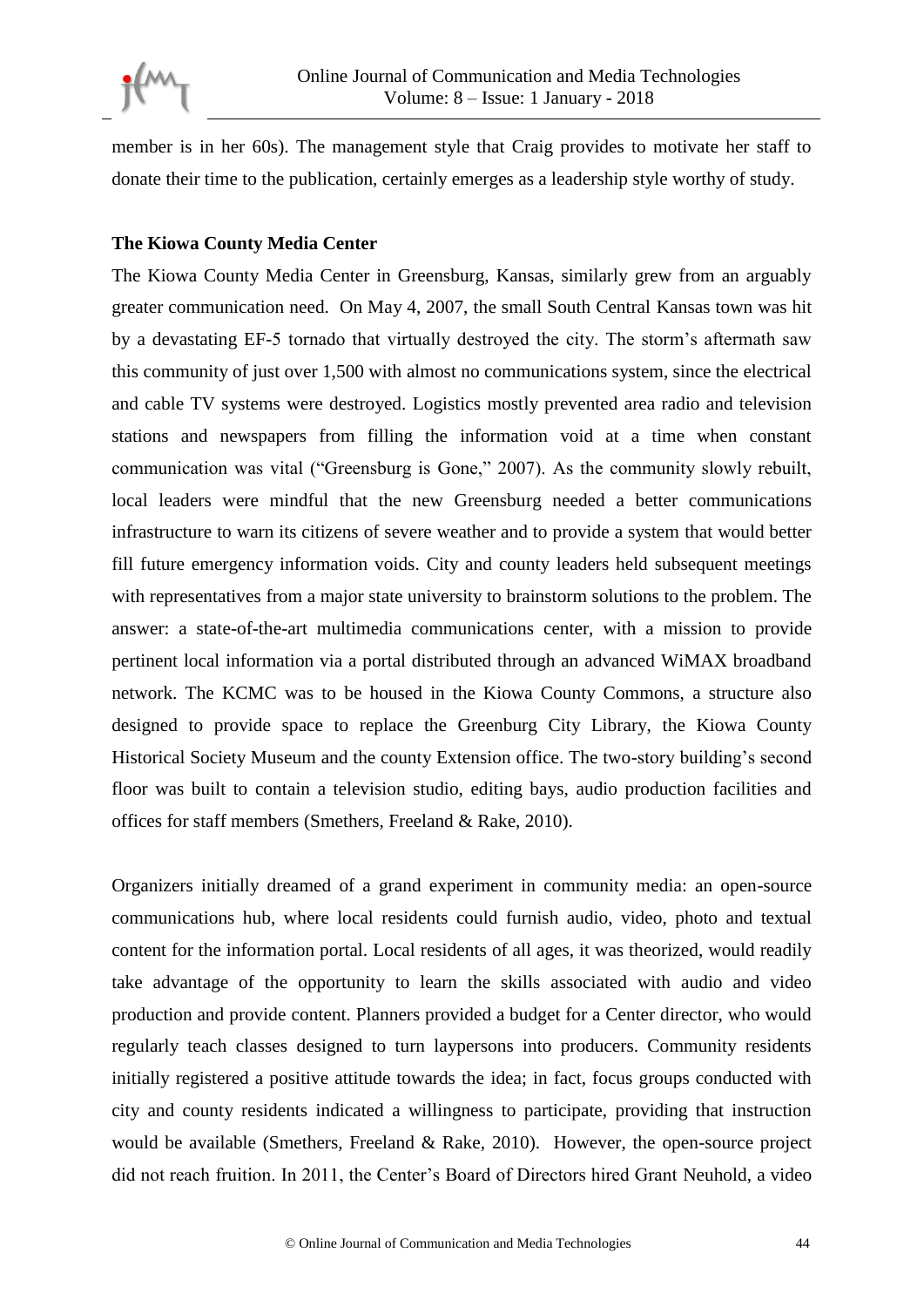member is in her 60s). The management style that Craig provides to motivate her staff to donate their time to the publication, certainly emerges as a leadership style worthy of study.

**The Kiowa County Media Center**

The Kiowa County Media Center in Greensburg, Kansas, similarly grew from an arguably greater communication need. On May 4, 2007, the small South Central Kansas town was hit by a devastating EF-5 tornado that virtually destroyed the city. The storm's aftermath saw this community of just over 1,500 with almost no communications system, since the electrical and cable TV systems were destroyed. Logistics mostly prevented area radio and television stations and newspapers from filling the information void at a time when constant communication was vital ("Greensburg is Gone," 2007). As the community slowly rebuilt, local leaders were mindful that the new Greensburg needed a better communications infrastructure to warn its citizens of severe weather and to provide a system that would better fill future emergency information voids. City and county leaders held subsequent meetings with representatives from a major state university to brainstorm solutions to the problem. The answer: a state-of-the-art multimedia communications center, with a mission to provide pertinent local information via a portal distributed through an advanced WiMAX broadband network. The KCMC was to be housed in the Kiowa County Commons, a structure also designed to provide space to replace the Greenburg City Library, the Kiowa County Historical Society Museum and the county Extension office. The two-story building's second floor was built to contain a television studio, editing bays, audio production facilities and offices for staff members (Smethers, Freeland & Rake, 2010).

Organizers initially dreamed of a grand experiment in community media: an open-source communications hub, where local residents could furnish audio, video, photo and textual content for the information portal. Local residents of all ages, it was theorized, would readily take advantage of the opportunity to learn the skills associated with audio and video production and provide content. Planners provided a budget for a Center director, who would regularly teach classes designed to turn laypersons into producers. Community residents initially registered a positive attitude towards the idea; in fact, focus groups conducted with city and county residents indicated a willingness to participate, providing that instruction would be available (Smethers, Freeland & Rake, 2010). However, the open-source project did not reach fruition. In 2011, the Center's Board of Directors hired Grant Neuhold, a video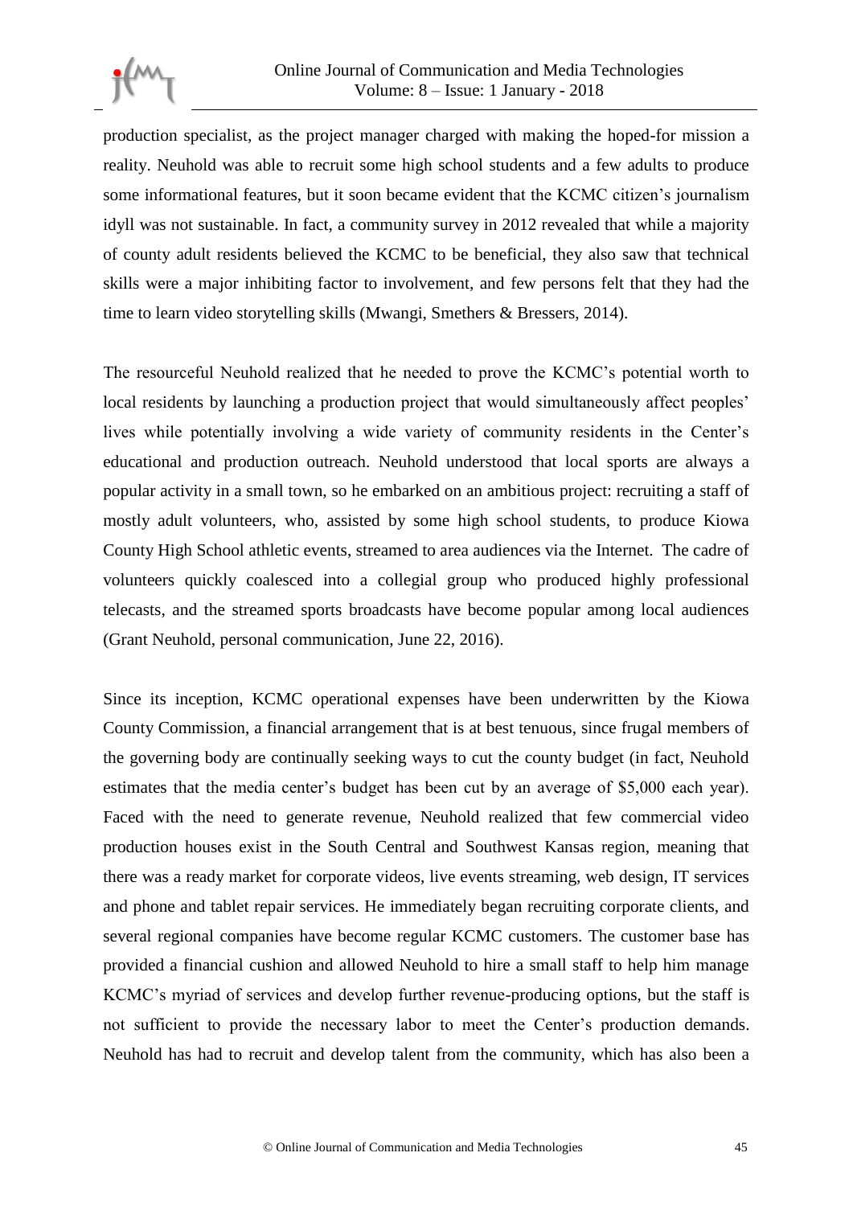production specialist, as the project manager charged with making the hoped-for mission a reality. Neuhold was able to recruit some high school students and a few adults to produce some informational features, but it soon became evident that the KCMC citizen's journalism idyll was not sustainable. In fact, a community survey in 2012 revealed that while a majority of county adult residents believed the KCMC to be beneficial, they also saw that technical skills were a major inhibiting factor to involvement, and few persons felt that they had the time to learn video storytelling skills (Mwangi, Smethers & Bressers, 2014).

The resourceful Neuhold realized that he needed to prove the KCMC's potential worth to local residents by launching a production project that would simultaneously affect peoples' lives while potentially involving a wide variety of community residents in the Center's educational and production outreach. Neuhold understood that local sports are always a popular activity in a small town, so he embarked on an ambitious project: recruiting a staff of mostly adult volunteers, who, assisted by some high school students, to produce Kiowa County High School athletic events, streamed to area audiences via the Internet. The cadre of volunteers quickly coalesced into a collegial group who produced highly professional telecasts, and the streamed sports broadcasts have become popular among local audiences (Grant Neuhold, personal communication, June 22, 2016).

Since its inception, KCMC operational expenses have been underwritten by the Kiowa County Commission, a financial arrangement that is at best tenuous, since frugal members of the governing body are continually seeking ways to cut the county budget (in fact, Neuhold estimates that the media center's budget has been cut by an average of $5,000 each year). Faced with the need to generate revenue, Neuhold realized that few commercial video production houses exist in the South Central and Southwest Kansas region, meaning that there was a ready market for corporate videos, live events streaming, web design, IT services and phone and tablet repair services. He immediately began recruiting corporate clients, and several regional companies have become regular KCMC customers. The customer base has provided a financial cushion and allowed Neuhold to hire a small staff to help him manage KCMC's myriad of services and develop further revenue-producing options, but the staff is not sufficient to provide the necessary labor to meet the Center's production demands. Neuhold has had to recruit and develop talent from the community, which has also been a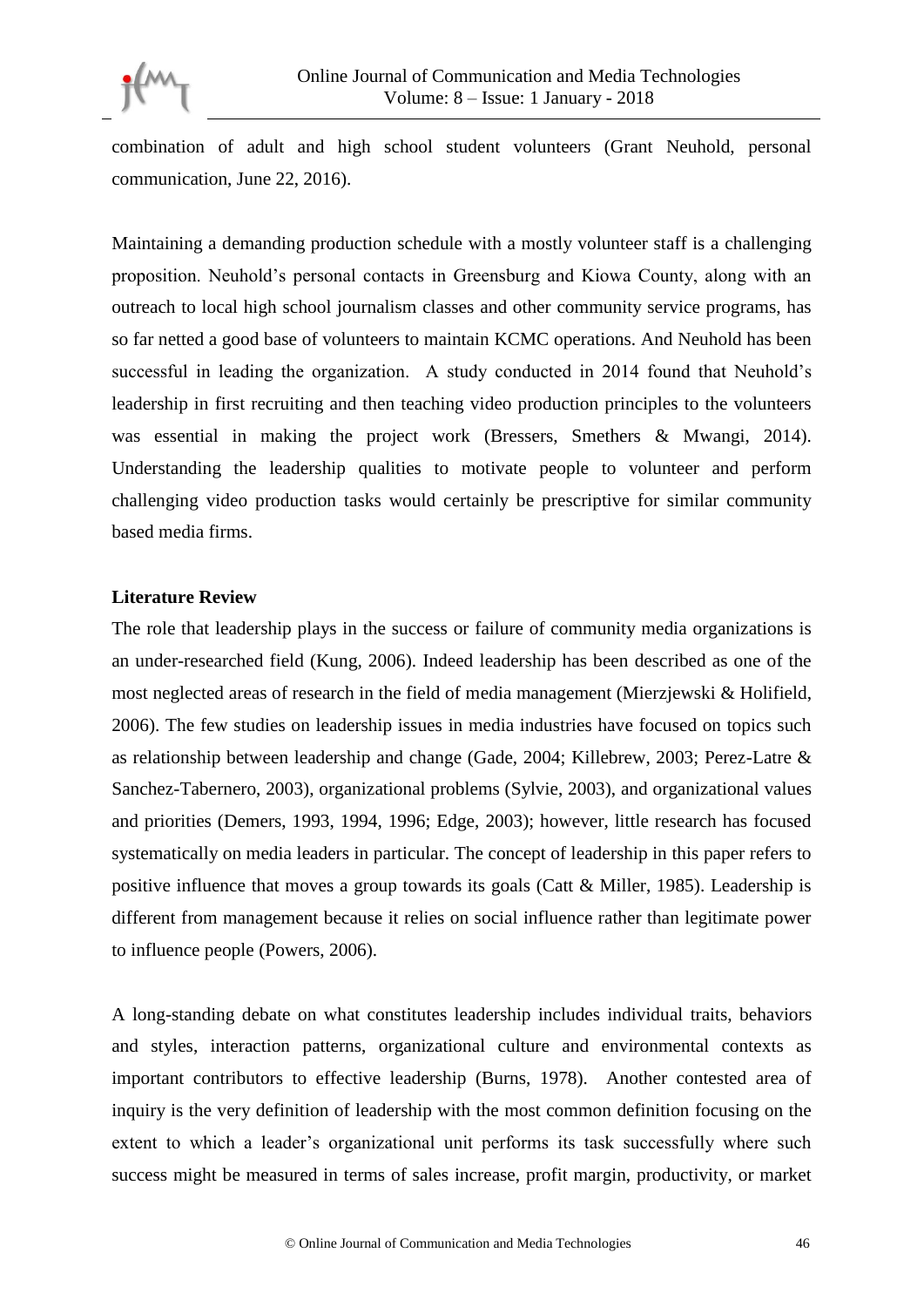combination of adult and high school student volunteers (Grant Neuhold, personal communication, June 22, 2016).

Maintaining a demanding production schedule with a mostly volunteer staff is a challenging proposition. Neuhold's personal contacts in Greensburg and Kiowa County, along with an outreach to local high school journalism classes and other community service programs, has so far netted a good base of volunteers to maintain KCMC operations. And Neuhold has been successful in leading the organization. A study conducted in 2014 found that Neuhold's leadership in first recruiting and then teaching video production principles to the volunteers was essential in making the project work (Bressers, Smethers & Mwangi, 2014). Understanding the leadership qualities to motivate people to volunteer and perform challenging video production tasks would certainly be prescriptive for similar community based media firms.

## Literature Review

The role that leadership plays in the success or failure of community media organizations is an under-researched field (Kung, 2006). Indeed leadership has been described as one of the most neglected areas of research in the field of media management (Mierzjewski & Holifield, 2006). The few studies on leadership issues in media industries have focused on topics such as relationship between leadership and change (Gade, 2004; Killebrew, 2003; Perez-Latre & Sanchez-Tabernero, 2003), organizational problems (Sylvie, 2003), and organizational values and priorities (Demers, 1993, 1994, 1996; Edge, 2003); however, little research has focused systematically on media leaders in particular. The concept of leadership in this paper refers to positive influence that moves a group towards its goals (Catt & Miller, 1985). Leadership is different from management because it relies on social influence rather than legitimate power to influence people (Powers, 2006).

A long-standing debate on what constitutes leadership includes individual traits, behaviors and styles, interaction patterns, organizational culture and environmental contexts as important contributors to effective leadership (Burns, 1978). Another contested area of inquiry is the very definition of leadership with the most common definition focusing on the extent to which a leader's organizational unit performs its task successfully where such success might be measured in terms of sales increase, profit margin, productivity, or market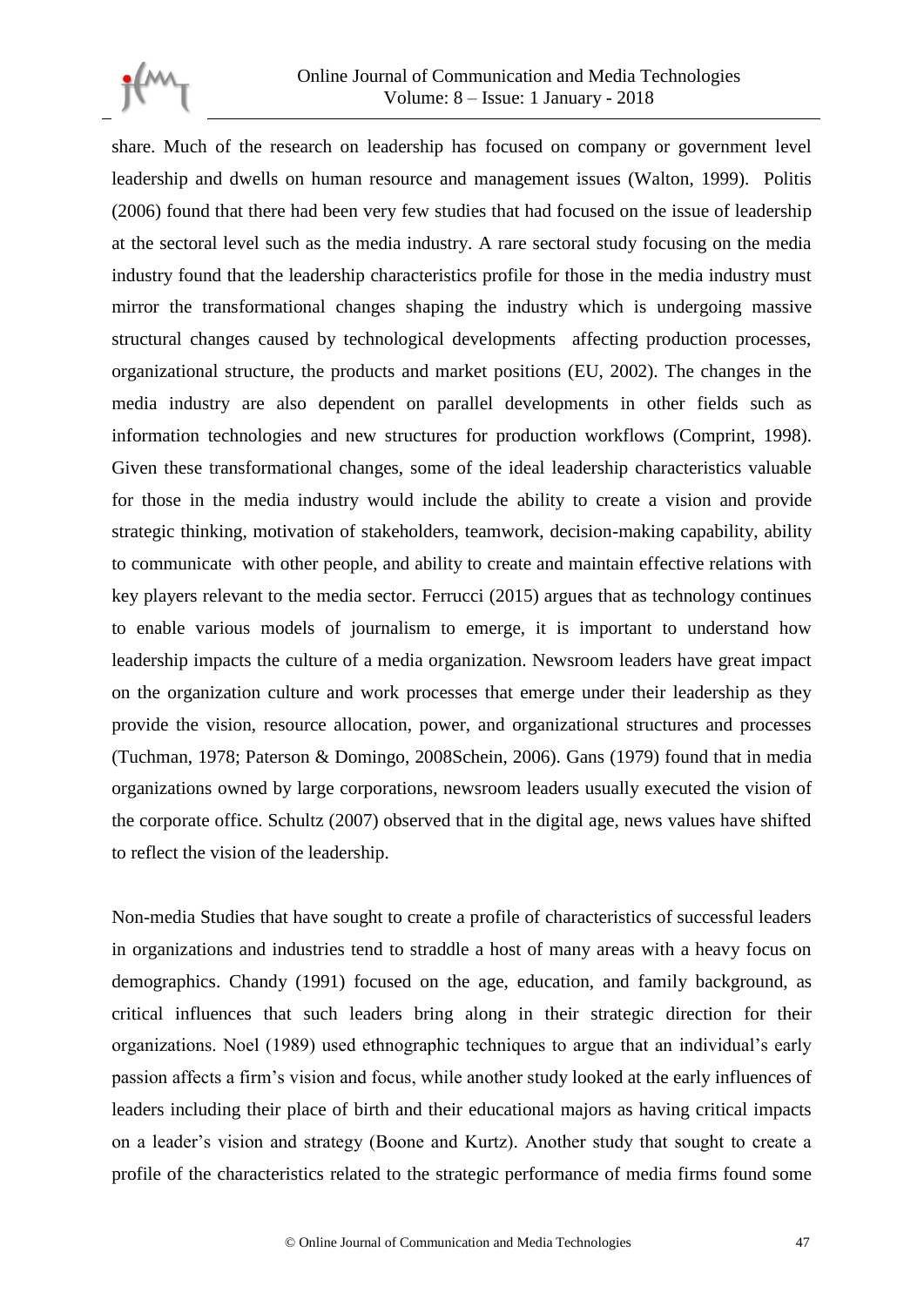share. Much of the research on leadership has focused on company or government level leadership and dwells on human resource and management issues (Walton, 1999). Politis (2006) found that there had been very few studies that had focused on the issue of leadership at the sectoral level such as the media industry. A rare sectoral study focusing on the media industry found that the leadership characteristics profile for those in the media industry must mirror the transformational changes shaping the industry which is undergoing massive structural changes caused by technological developments affecting production processes, organizational structure, the products and market positions (EU, 2002). The changes in the media industry are also dependent on parallel developments in other fields such as information technologies and new structures for production workflows (Comprint, 1998). Given these transformational changes, some of the ideal leadership characteristics valuable for those in the media industry would include the ability to create a vision and provide strategic thinking, motivation of stakeholders, teamwork, decision-making capability, ability to communicate with other people, and ability to create and maintain effective relations with key players relevant to the media sector. Ferrucci (2015) argues that as technology continues to enable various models of journalism to emerge, it is important to understand how leadership impacts the culture of a media organization. Newsroom leaders have great impact on the organization culture and work processes that emerge under their leadership as they provide the vision, resource allocation, power, and organizational structures and processes (Tuchman, 1978; Paterson & Domingo, 2008Schein, 2006). Gans (1979) found that in media organizations owned by large corporations, newsroom leaders usually executed the vision of the corporate office. Schultz (2007) observed that in the digital age, news values have shifted to reflect the vision of the leadership.

Non-media Studies that have sought to create a profile of characteristics of successful leaders in organizations and industries tend to straddle a host of many areas with a heavy focus on demographics. Chandy (1991) focused on the age, education, and family background, as critical influences that such leaders bring along in their strategic direction for their organizations. Noel (1989) used ethnographic techniques to argue that an individual's early passion affects a firm's vision and focus, while another study looked at the early influences of leaders including their place of birth and their educational majors as having critical impacts on a leader's vision and strategy (Boone and Kurtz). Another study that sought to create a profile of the characteristics related to the strategic performance of media firms found some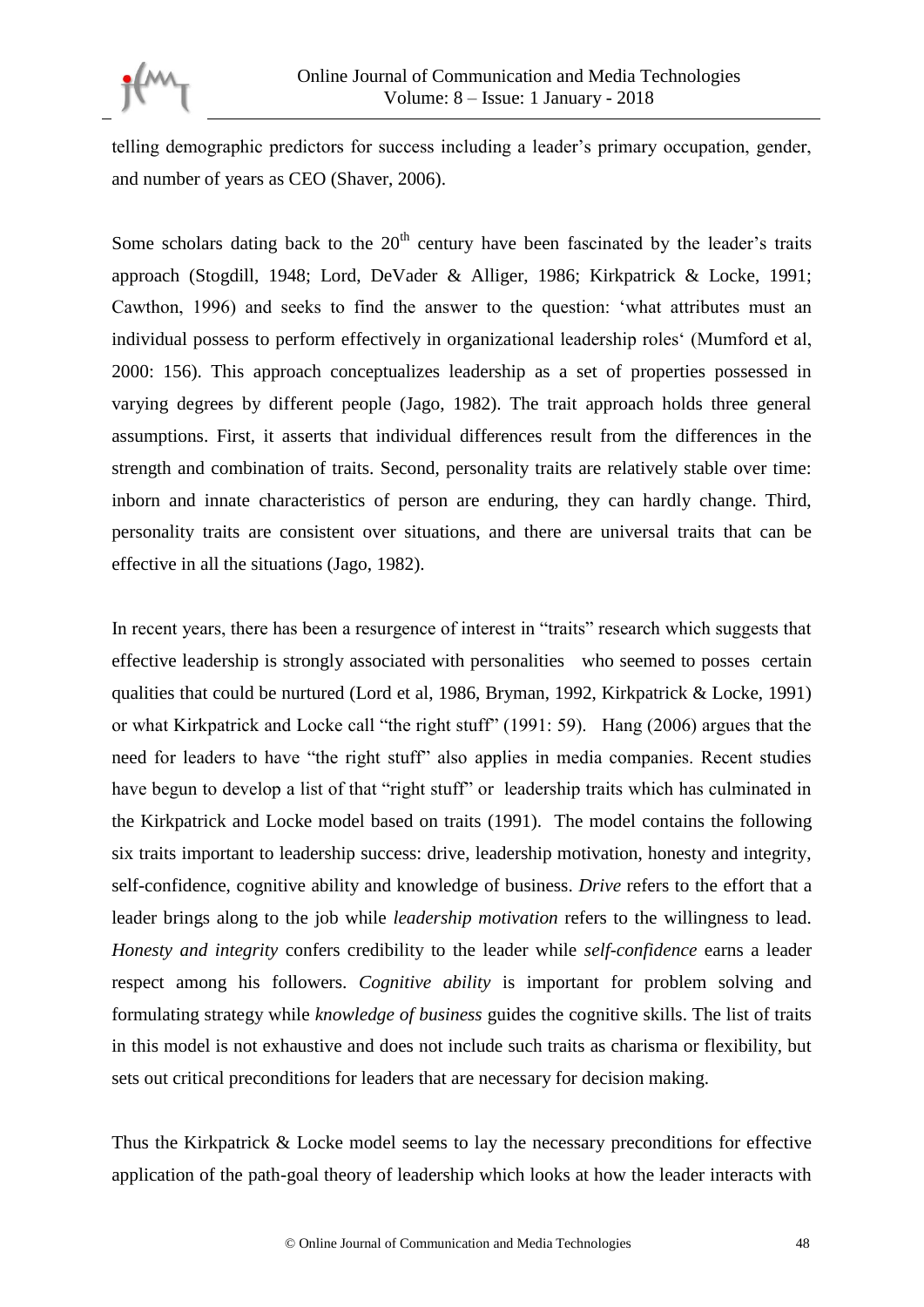telling demographic predictors for success including a leader's primary occupation, gender, and number of years as CEO (Shaver, 2006).

Some scholars dating back to the 20th century have been fascinated by the leader's traits approach (Stogdill, 1948; Lord, DeVader & Alliger, 1986; Kirkpatrick & Locke, 1991; Cawthon, 1996) and seeks to find the answer to the question: 'what attributes must an individual possess to perform effectively in organizational leadership roles' (Mumford et al, 2000: 156). This approach conceptualizes leadership as a set of properties possessed in varying degrees by different people (Jago, 1982). The trait approach holds three general assumptions. First, it asserts that individual differences result from the differences in the strength and combination of traits. Second, personality traits are relatively stable over time: inborn and innate characteristics of person are enduring, they can hardly change. Third, personality traits are consistent over situations, and there are universal traits that can be effective in all the situations (Jago, 1982).

In recent years, there has been a resurgence of interest in "traits" research which suggests that effective leadership is strongly associated with personalities who seemed to posses certain qualities that could be nurtured (Lord et al, 1986, Bryman, 1992, Kirkpatrick & Locke, 1991) or what Kirkpatrick and Locke call "the right stuff" (1991: 59). Hang (2006) argues that the need for leaders to have "the right stuff" also applies in media companies. Recent studies have begun to develop a list of that "right stuff" or leadership traits which has culminated in the Kirkpatrick and Locke model based on traits (1991). The model contains the following six traits important to leadership success: drive, leadership motivation, honesty and integrity, self-confidence, cognitive ability and knowledge of business. *Drive* refers to the effort that a leader brings along to the job while *leadership motivation* refers to the willingness to lead. *Honesty and integrity* confers credibility to the leader while *self-confidence* earns a leader respect among his followers. *Cognitive ability* is important for problem solving and formulating strategy while *knowledge of business* guides the cognitive skills. The list of traits in this model is not exhaustive and does not include such traits as charisma or flexibility, but sets out critical preconditions for leaders that are necessary for decision making.

Thus the Kirkpatrick & Locke model seems to lay the necessary preconditions for effective application of the path-goal theory of leadership which looks at how the leader interacts with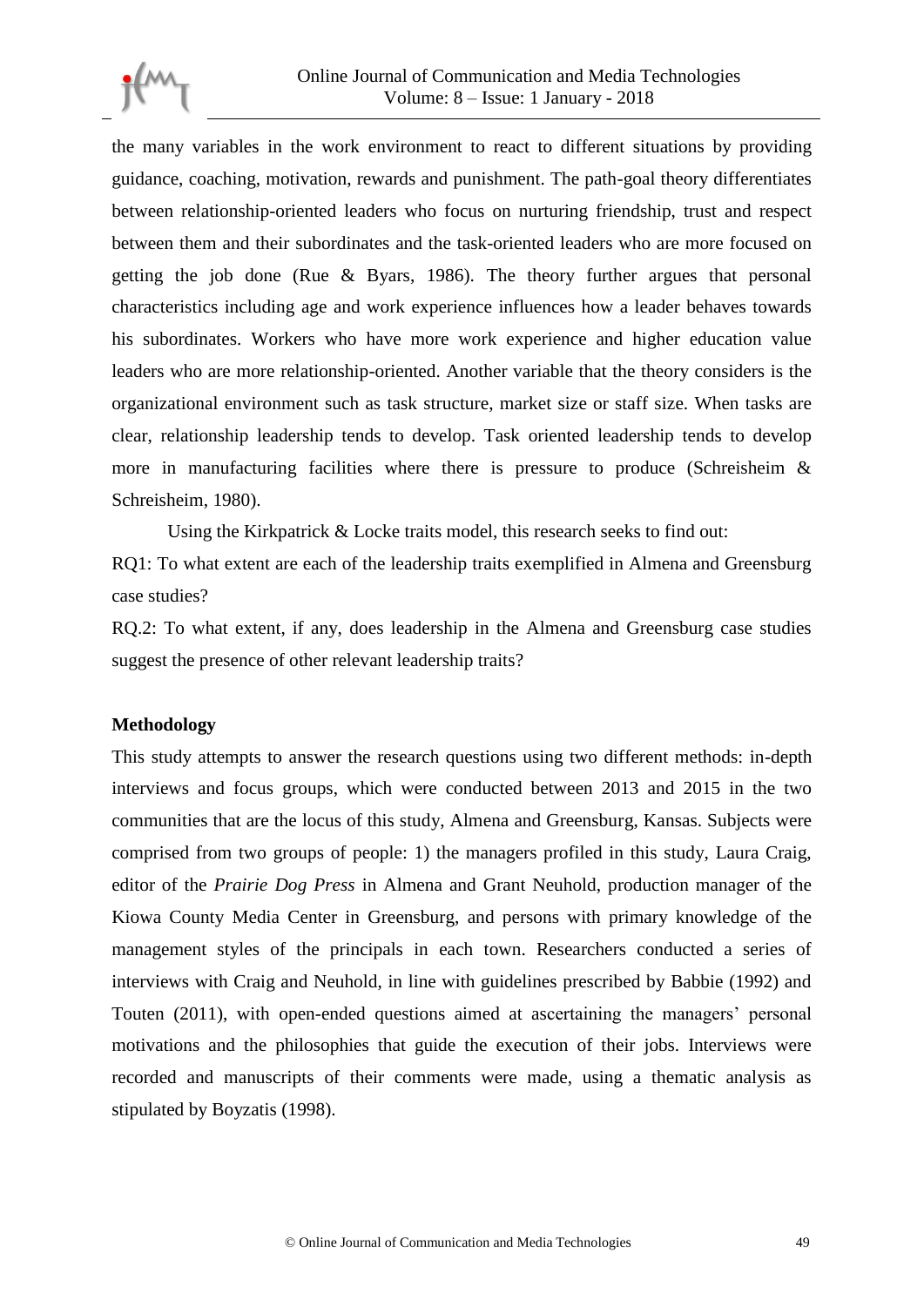the many variables in the work environment to react to different situations by providing guidance, coaching, motivation, rewards and punishment. The path-goal theory differentiates between relationship-oriented leaders who focus on nurturing friendship, trust and respect between them and their subordinates and the task-oriented leaders who are more focused on getting the job done (Rue & Byars, 1986). The theory further argues that personal characteristics including age and work experience influences how a leader behaves towards his subordinates. Workers who have more work experience and higher education value leaders who are more relationship-oriented. Another variable that the theory considers is the organizational environment such as task structure, market size or staff size. When tasks are clear, relationship leadership tends to develop. Task oriented leadership tends to develop more in manufacturing facilities where there is pressure to produce (Schreisheim & Schreisheim, 1980).

Using the Kirkpatrick & Locke traits model, this research seeks to find out:

RQ1: To what extent are each of the leadership traits exemplified in Almena and Greensburg case studies?

RQ.2: To what extent, if any, does leadership in the Almena and Greensburg case studies suggest the presence of other relevant leadership traits?

**Methodology**

This study attempts to answer the research questions using two different methods: in-depth interviews and focus groups, which were conducted between 2013 and 2015 in the two communities that are the locus of this study, Almena and Greensburg, Kansas. Subjects were comprised from two groups of people: 1) the managers profiled in this study, Laura Craig, editor of the *Prairie Dog Press* in Almena and Grant Neuhold, production manager of the Kiowa County Media Center in Greensburg, and persons with primary knowledge of the management styles of the principals in each town. Researchers conducted a series of interviews with Craig and Neuhold, in line with guidelines prescribed by Babbie (1992) and Touten (2011), with open-ended questions aimed at ascertaining the managers' personal motivations and the philosophies that guide the execution of their jobs. Interviews were recorded and manuscripts of their comments were made, using a thematic analysis as stipulated by Boyzatis (1998).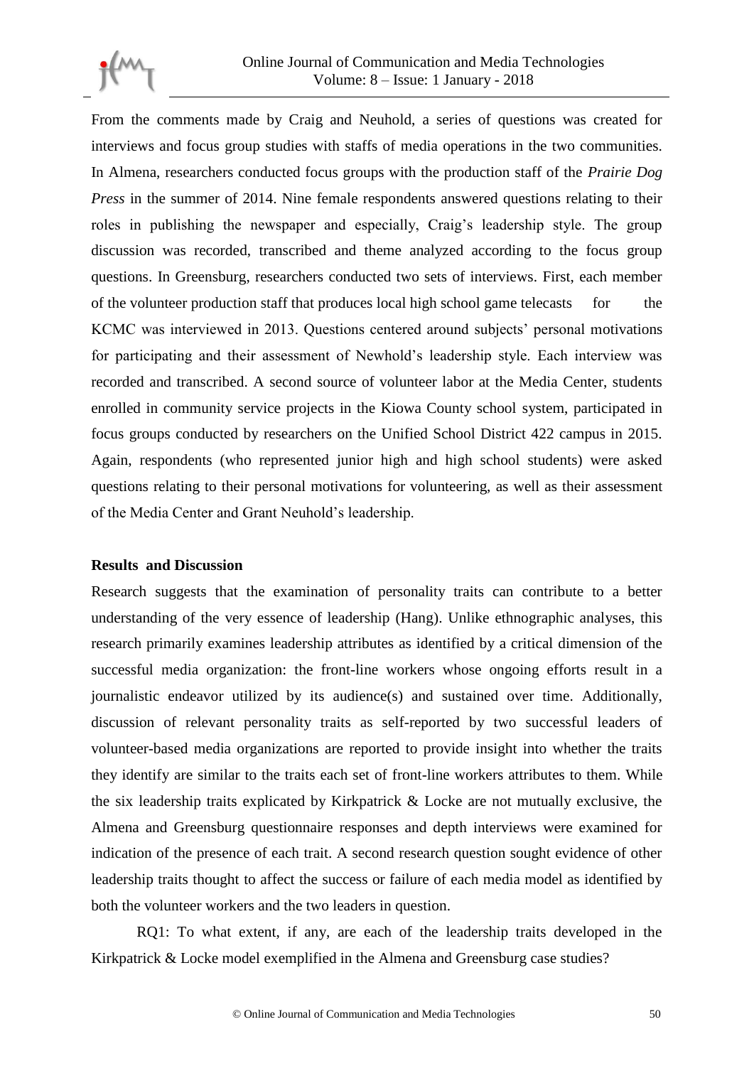From the comments made by Craig and Neuhold, a series of questions was created for interviews and focus group studies with staffs of media operations in the two communities. In Almena, researchers conducted focus groups with the production staff of the *Prairie Dog Press* in the summer of 2014. Nine female respondents answered questions relating to their roles in publishing the newspaper and especially, Craig's leadership style. The group discussion was recorded, transcribed and theme analyzed according to the focus group questions. In Greensburg, researchers conducted two sets of interviews. First, each member of the volunteer production staff that produces local high school game telecasts for the KCMC was interviewed in 2013. Questions centered around subjects' personal motivations for participating and their assessment of Newhold's leadership style. Each interview was recorded and transcribed. A second source of volunteer labor at the Media Center, students enrolled in community service projects in the Kiowa County school system, participated in focus groups conducted by researchers on the Unified School District 422 campus in 2015. Again, respondents (who represented junior high and high school students) were asked questions relating to their personal motivations for volunteering, as well as their assessment of the Media Center and Grant Neuhold's leadership.

## Results and Discussion

Research suggests that the examination of personality traits can contribute to a better understanding of the very essence of leadership (Hang). Unlike ethnographic analyses, this research primarily examines leadership attributes as identified by a critical dimension of the successful media organization: the front-line workers whose ongoing efforts result in a journalistic endeavor utilized by its audience(s) and sustained over time. Additionally, discussion of relevant personality traits as self-reported by two successful leaders of volunteer-based media organizations are reported to provide insight into whether the traits they identify are similar to the traits each set of front-line workers attributes to them. While the six leadership traits explicated by Kirkpatrick & Locke are not mutually exclusive, the Almena and Greensburg questionnaire responses and depth interviews were examined for indication of the presence of each trait. A second research question sought evidence of other leadership traits thought to affect the success or failure of each media model as identified by both the volunteer workers and the two leaders in question.

RQ1: To what extent, if any, are each of the leadership traits developed in the Kirkpatrick & Locke model exemplified in the Almena and Greensburg case studies?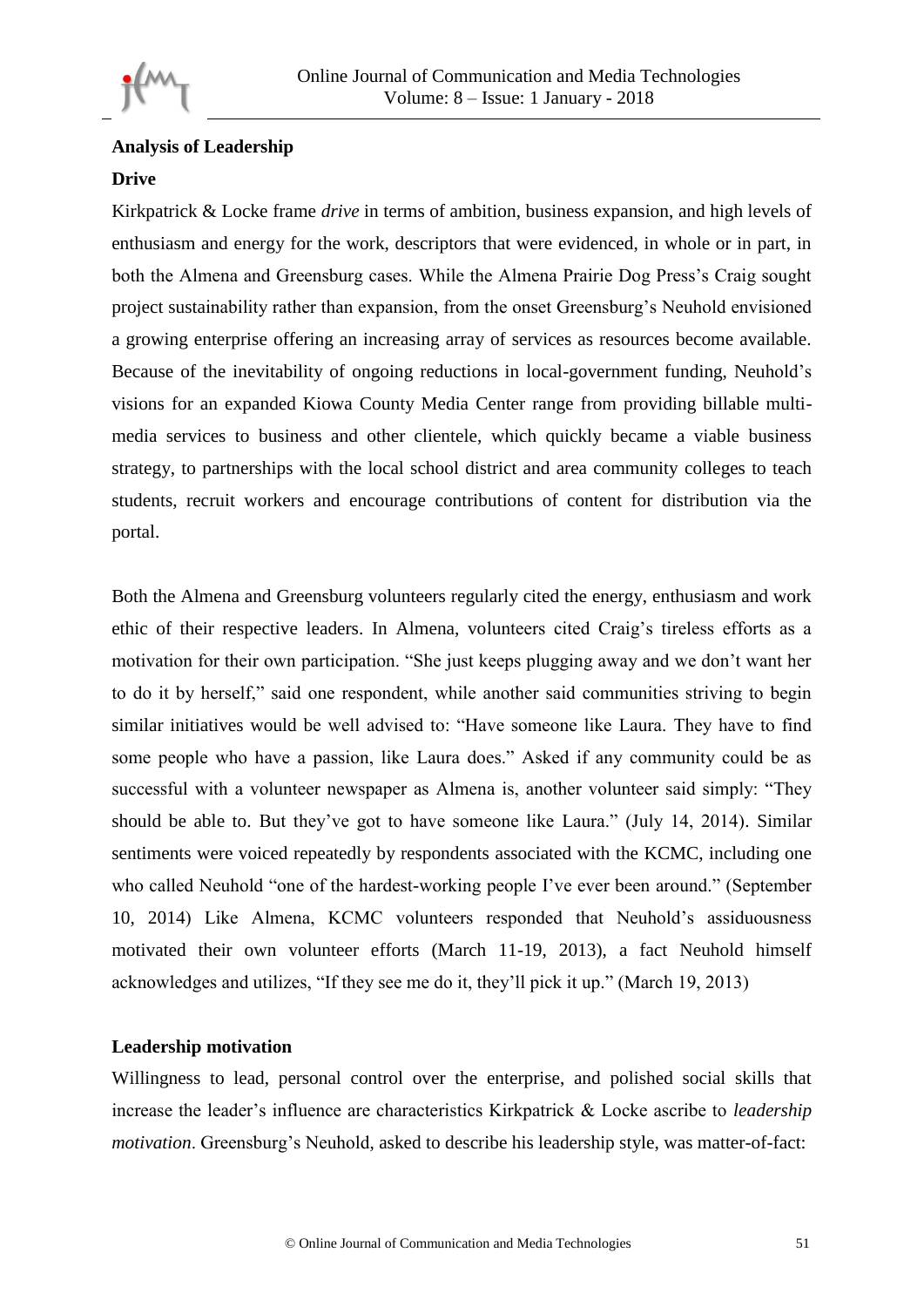## Analysis of Leadership

### Drive

Kirkpatrick & Locke frame *drive* in terms of ambition, business expansion, and high levels of enthusiasm and energy for the work, descriptors that were evidenced, in whole or in part, in both the Almena and Greensburg cases. While the Almena Prairie Dog Press's Craig sought project sustainability rather than expansion, from the onset Greensburg's Neuhold envisioned a growing enterprise offering an increasing array of services as resources become available. Because of the inevitability of ongoing reductions in local-government funding, Neuhold's visions for an expanded Kiowa County Media Center range from providing billable multi-media services to business and other clientele, which quickly became a viable business strategy, to partnerships with the local school district and area community colleges to teach students, recruit workers and encourage contributions of content for distribution via the portal.

Both the Almena and Greensburg volunteers regularly cited the energy, enthusiasm and work ethic of their respective leaders. In Almena, volunteers cited Craig's tireless efforts as a motivation for their own participation. "She just keeps plugging away and we don't want her to do it by herself," said one respondent, while another said communities striving to begin similar initiatives would be well advised to: "Have someone like Laura. They have to find some people who have a passion, like Laura does." Asked if any community could be as successful with a volunteer newspaper as Almena is, another volunteer said simply: "They should be able to. But they've got to have someone like Laura." (July 14, 2014). Similar sentiments were voiced repeatedly by respondents associated with the KCMC, including one who called Neuhold "one of the hardest-working people I've ever been around." (September 10, 2014) Like Almena, KCMC volunteers responded that Neuhold's assiduousness motivated their own volunteer efforts (March 11-19, 2013), a fact Neuhold himself acknowledges and utilizes, "If they see me do it, they'll pick it up." (March 19, 2013)

### Leadership motivation

Willingness to lead, personal control over the enterprise, and polished social skills that increase the leader's influence are characteristics Kirkpatrick & Locke ascribe to *leadership motivation*. Greensburg's Neuhold, asked to describe his leadership style, was matter-of-fact: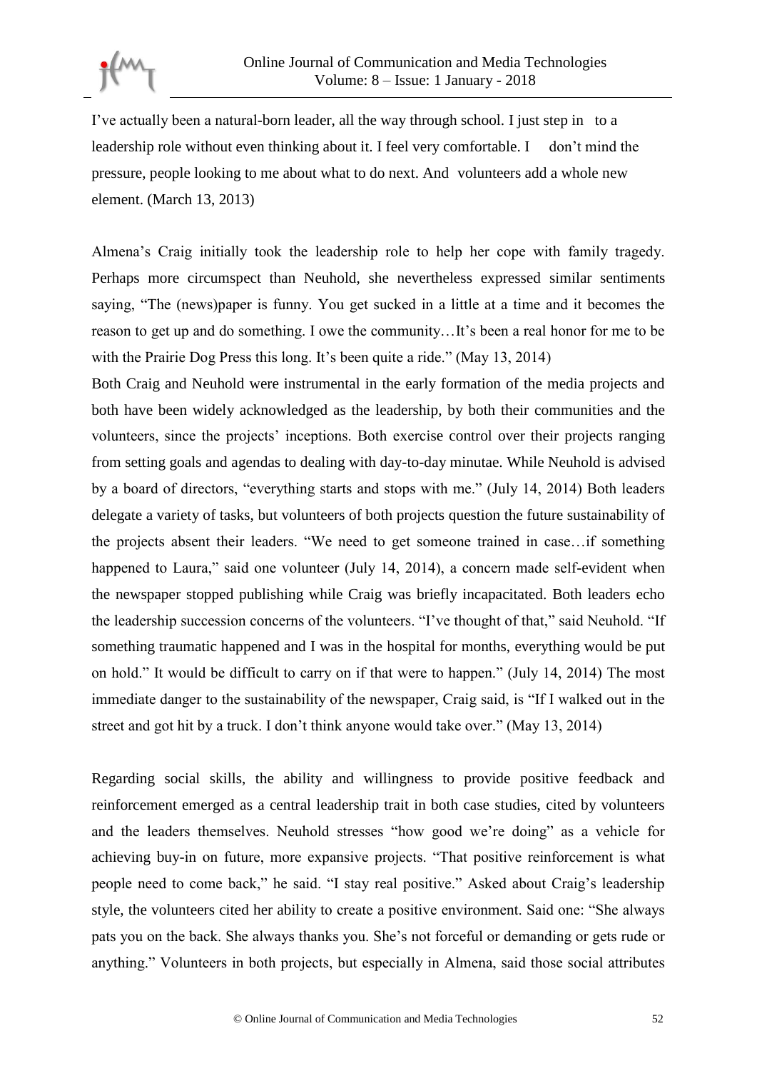I've actually been a natural-born leader, all the way through school. I just step in to a leadership role without even thinking about it. I feel very comfortable. I don't mind the pressure, people looking to me about what to do next. And volunteers add a whole new element. (March 13, 2013)

Almena's Craig initially took the leadership role to help her cope with family tragedy. Perhaps more circumspect than Neuhold, she nevertheless expressed similar sentiments saying, "The (news)paper is funny. You get sucked in a little at a time and it becomes the reason to get up and do something. I owe the community…It's been a real honor for me to be with the Prairie Dog Press this long. It's been quite a ride." (May 13, 2014)

Both Craig and Neuhold were instrumental in the early formation of the media projects and both have been widely acknowledged as the leadership, by both their communities and the volunteers, since the projects' inceptions. Both exercise control over their projects ranging from setting goals and agendas to dealing with day-to-day minutae. While Neuhold is advised by a board of directors, "everything starts and stops with me." (July 14, 2014) Both leaders delegate a variety of tasks, but volunteers of both projects question the future sustainability of the projects absent their leaders. "We need to get someone trained in case…if something happened to Laura," said one volunteer (July 14, 2014), a concern made self-evident when the newspaper stopped publishing while Craig was briefly incapacitated. Both leaders echo the leadership succession concerns of the volunteers. "I've thought of that," said Neuhold. "If something traumatic happened and I was in the hospital for months, everything would be put on hold." It would be difficult to carry on if that were to happen." (July 14, 2014) The most immediate danger to the sustainability of the newspaper, Craig said, is "If I walked out in the street and got hit by a truck. I don't think anyone would take over." (May 13, 2014)

Regarding social skills, the ability and willingness to provide positive feedback and reinforcement emerged as a central leadership trait in both case studies, cited by volunteers and the leaders themselves. Neuhold stresses "how good we're doing" as a vehicle for achieving buy-in on future, more expansive projects. "That positive reinforcement is what people need to come back," he said. "I stay real positive." Asked about Craig's leadership style, the volunteers cited her ability to create a positive environment. Said one: "She always pats you on the back. She always thanks you. She's not forceful or demanding or gets rude or anything." Volunteers in both projects, but especially in Almena, said those social attributes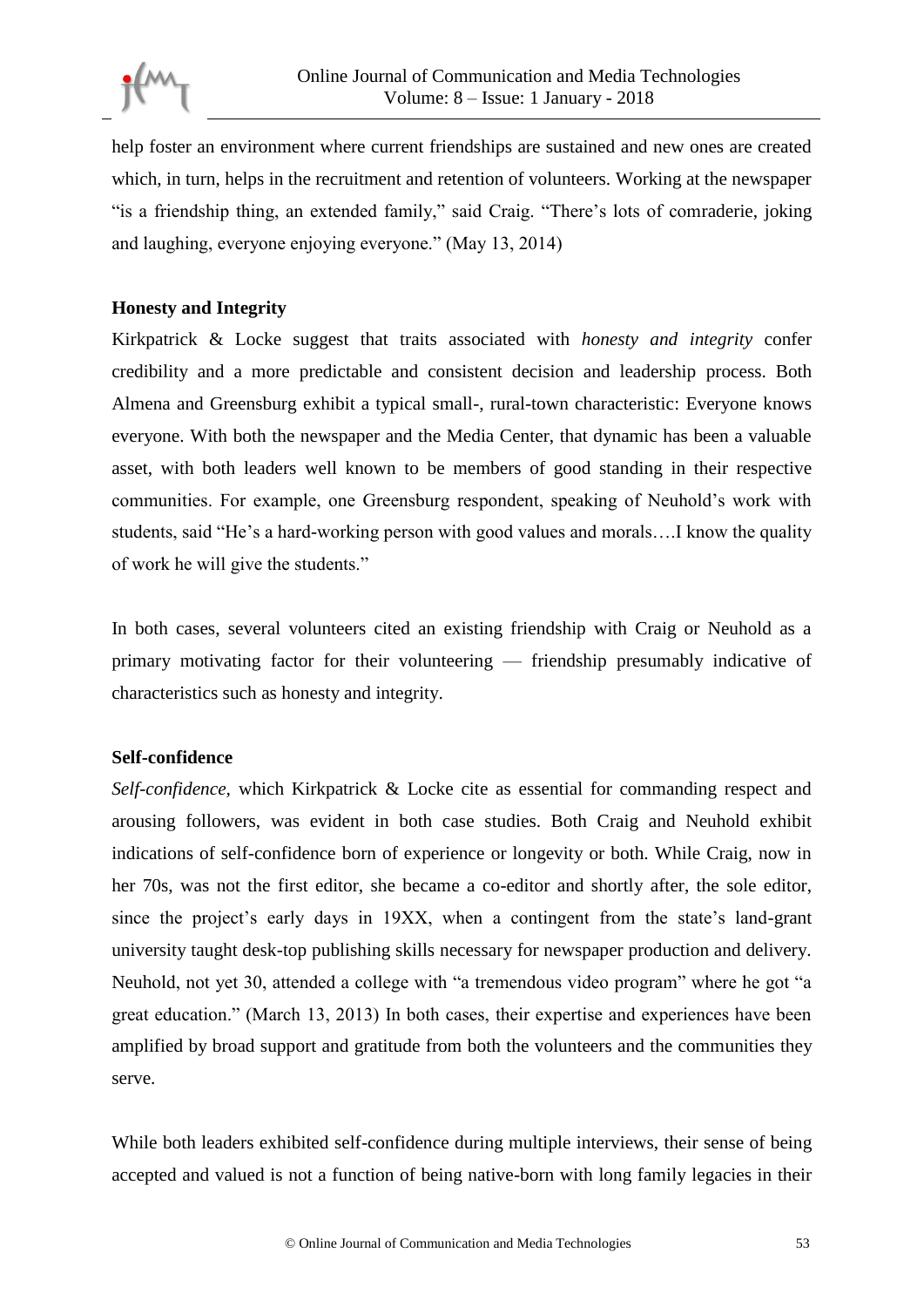help foster an environment where current friendships are sustained and new ones are created which, in turn, helps in the recruitment and retention of volunteers. Working at the newspaper "is a friendship thing, an extended family," said Craig. "There's lots of comraderie, joking and laughing, everyone enjoying everyone." (May 13, 2014)

**Honesty and Integrity**

Kirkpatrick & Locke suggest that traits associated with *honesty and integrity* confer credibility and a more predictable and consistent decision and leadership process. Both Almena and Greensburg exhibit a typical small-, rural-town characteristic: Everyone knows everyone. With both the newspaper and the Media Center, that dynamic has been a valuable asset, with both leaders well known to be members of good standing in their respective communities. For example, one Greensburg respondent, speaking of Neuhold's work with students, said "He's a hard-working person with good values and morals….I know the quality of work he will give the students."

In both cases, several volunteers cited an existing friendship with Craig or Neuhold as a primary motivating factor for their volunteering — friendship presumably indicative of characteristics such as honesty and integrity.

**Self-confidence**

*Self-confidence,* which Kirkpatrick & Locke cite as essential for commanding respect and arousing followers, was evident in both case studies. Both Craig and Neuhold exhibit indications of self-confidence born of experience or longevity or both. While Craig, now in her 70s, was not the first editor, she became a co-editor and shortly after, the sole editor, since the project's early days in 19XX, when a contingent from the state's land-grant university taught desk-top publishing skills necessary for newspaper production and delivery. Neuhold, not yet 30, attended a college with "a tremendous video program" where he got "a great education." (March 13, 2013) In both cases, their expertise and experiences have been amplified by broad support and gratitude from both the volunteers and the communities they serve.

While both leaders exhibited self-confidence during multiple interviews, their sense of being accepted and valued is not a function of being native-born with long family legacies in their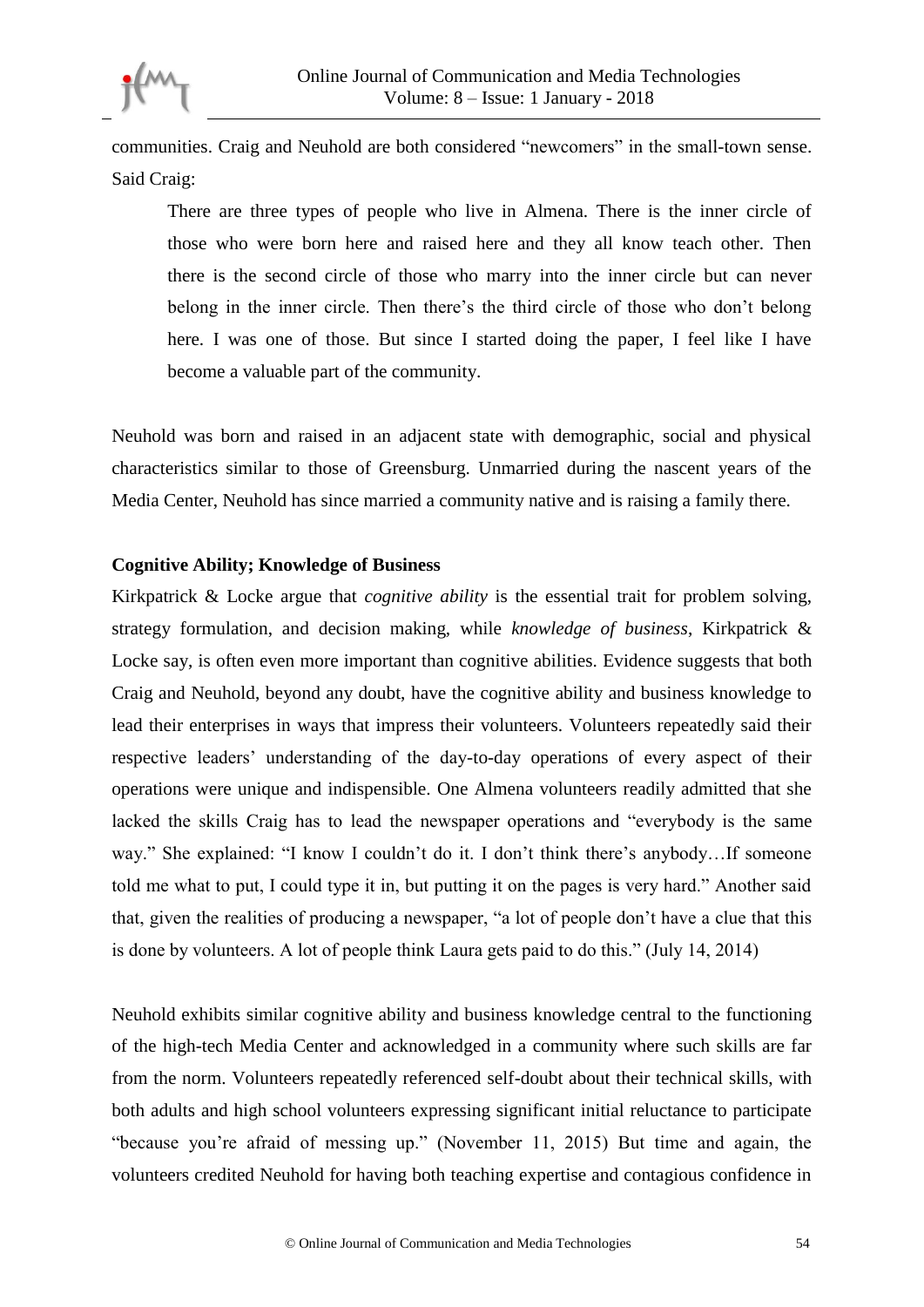communities. Craig and Neuhold are both considered "newcomers" in the small-town sense. Said Craig:

> There are three types of people who live in Almena. There is the inner circle of those who were born here and raised here and they all know teach other. Then there is the second circle of those who marry into the inner circle but can never belong in the inner circle. Then there's the third circle of those who don't belong here. I was one of those. But since I started doing the paper, I feel like I have become a valuable part of the community.

Neuhold was born and raised in an adjacent state with demographic, social and physical characteristics similar to those of Greensburg. Unmarried during the nascent years of the Media Center, Neuhold has since married a community native and is raising a family there.

**Cognitive Ability; Knowledge of Business**

Kirkpatrick & Locke argue that *cognitive ability* is the essential trait for problem solving, strategy formulation, and decision making, while *knowledge of business*, Kirkpatrick & Locke say, is often even more important than cognitive abilities. Evidence suggests that both Craig and Neuhold, beyond any doubt, have the cognitive ability and business knowledge to lead their enterprises in ways that impress their volunteers. Volunteers repeatedly said their respective leaders' understanding of the day-to-day operations of every aspect of their operations were unique and indispensible. One Almena volunteers readily admitted that she lacked the skills Craig has to lead the newspaper operations and "everybody is the same way." She explained: "I know I couldn't do it. I don't think there's anybody…If someone told me what to put, I could type it in, but putting it on the pages is very hard." Another said that, given the realities of producing a newspaper, "a lot of people don't have a clue that this is done by volunteers. A lot of people think Laura gets paid to do this." (July 14, 2014)

Neuhold exhibits similar cognitive ability and business knowledge central to the functioning of the high-tech Media Center and acknowledged in a community where such skills are far from the norm. Volunteers repeatedly referenced self-doubt about their technical skills, with both adults and high school volunteers expressing significant initial reluctance to participate "because you're afraid of messing up." (November 11, 2015) But time and again, the volunteers credited Neuhold for having both teaching expertise and contagious confidence in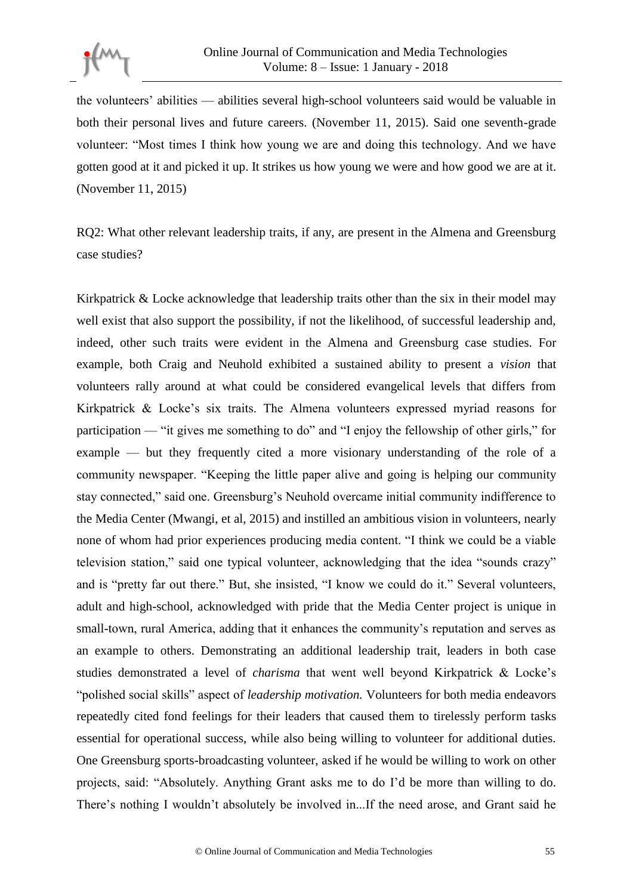the volunteers' abilities — abilities several high-school volunteers said would be valuable in both their personal lives and future careers. (November 11, 2015). Said one seventh-grade volunteer: "Most times I think how young we are and doing this technology. And we have gotten good at it and picked it up. It strikes us how young we were and how good we are at it. (November 11, 2015)

RQ2: What other relevant leadership traits, if any, are present in the Almena and Greensburg case studies?

Kirkpatrick & Locke acknowledge that leadership traits other than the six in their model may well exist that also support the possibility, if not the likelihood, of successful leadership and, indeed, other such traits were evident in the Almena and Greensburg case studies. For example, both Craig and Neuhold exhibited a sustained ability to present a *vision* that volunteers rally around at what could be considered evangelical levels that differs from Kirkpatrick & Locke's six traits. The Almena volunteers expressed myriad reasons for participation — "it gives me something to do" and "I enjoy the fellowship of other girls," for example — but they frequently cited a more visionary understanding of the role of a community newspaper. "Keeping the little paper alive and going is helping our community stay connected," said one. Greensburg's Neuhold overcame initial community indifference to the Media Center (Mwangi, et al, 2015) and instilled an ambitious vision in volunteers, nearly none of whom had prior experiences producing media content. "I think we could be a viable television station," said one typical volunteer, acknowledging that the idea "sounds crazy" and is "pretty far out there." But, she insisted, "I know we could do it." Several volunteers, adult and high-school, acknowledged with pride that the Media Center project is unique in small-town, rural America, adding that it enhances the community's reputation and serves as an example to others. Demonstrating an additional leadership trait, leaders in both case studies demonstrated a level of *charisma* that went well beyond Kirkpatrick & Locke's "polished social skills" aspect of *leadership motivation.* Volunteers for both media endeavors repeatedly cited fond feelings for their leaders that caused them to tirelessly perform tasks essential for operational success, while also being willing to volunteer for additional duties. One Greensburg sports-broadcasting volunteer, asked if he would be willing to work on other projects, said: "Absolutely. Anything Grant asks me to do I'd be more than willing to do. There's nothing I wouldn't absolutely be involved in...If the need arose, and Grant said he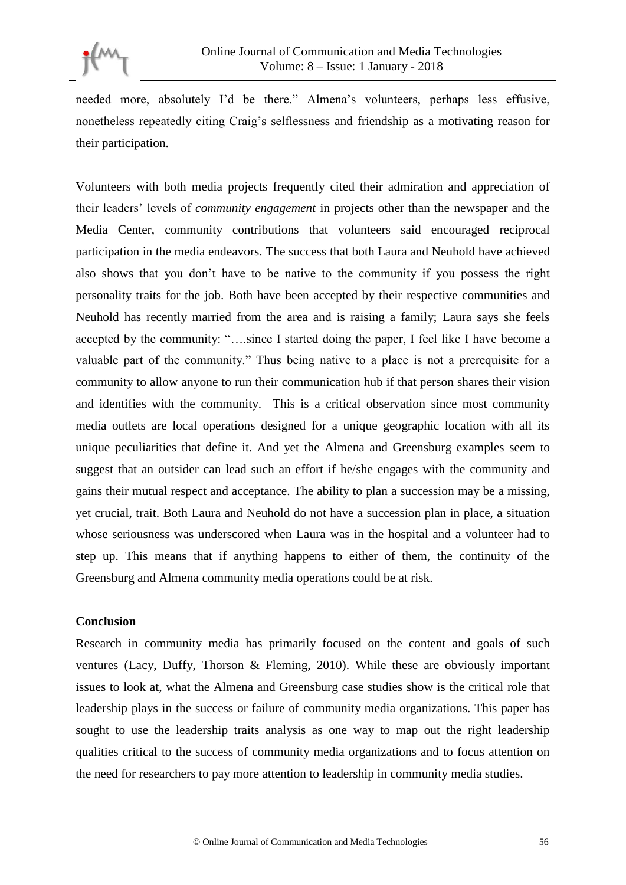needed more, absolutely I'd be there." Almena's volunteers, perhaps less effusive, nonetheless repeatedly citing Craig's selflessness and friendship as a motivating reason for their participation.

Volunteers with both media projects frequently cited their admiration and appreciation of their leaders' levels of *community engagement* in projects other than the newspaper and the Media Center, community contributions that volunteers said encouraged reciprocal participation in the media endeavors. The success that both Laura and Neuhold have achieved also shows that you don't have to be native to the community if you possess the right personality traits for the job. Both have been accepted by their respective communities and Neuhold has recently married from the area and is raising a family; Laura says she feels accepted by the community: "….since I started doing the paper, I feel like I have become a valuable part of the community." Thus being native to a place is not a prerequisite for a community to allow anyone to run their communication hub if that person shares their vision and identifies with the community. This is a critical observation since most community media outlets are local operations designed for a unique geographic location with all its unique peculiarities that define it. And yet the Almena and Greensburg examples seem to suggest that an outsider can lead such an effort if he/she engages with the community and gains their mutual respect and acceptance. The ability to plan a succession may be a missing, yet crucial, trait. Both Laura and Neuhold do not have a succession plan in place, a situation whose seriousness was underscored when Laura was in the hospital and a volunteer had to step up. This means that if anything happens to either of them, the continuity of the Greensburg and Almena community media operations could be at risk.

**Conclusion**

Research in community media has primarily focused on the content and goals of such ventures (Lacy, Duffy, Thorson & Fleming, 2010). While these are obviously important issues to look at, what the Almena and Greensburg case studies show is the critical role that leadership plays in the success or failure of community media organizations. This paper has sought to use the leadership traits analysis as one way to map out the right leadership qualities critical to the success of community media organizations and to focus attention on the need for researchers to pay more attention to leadership in community media studies.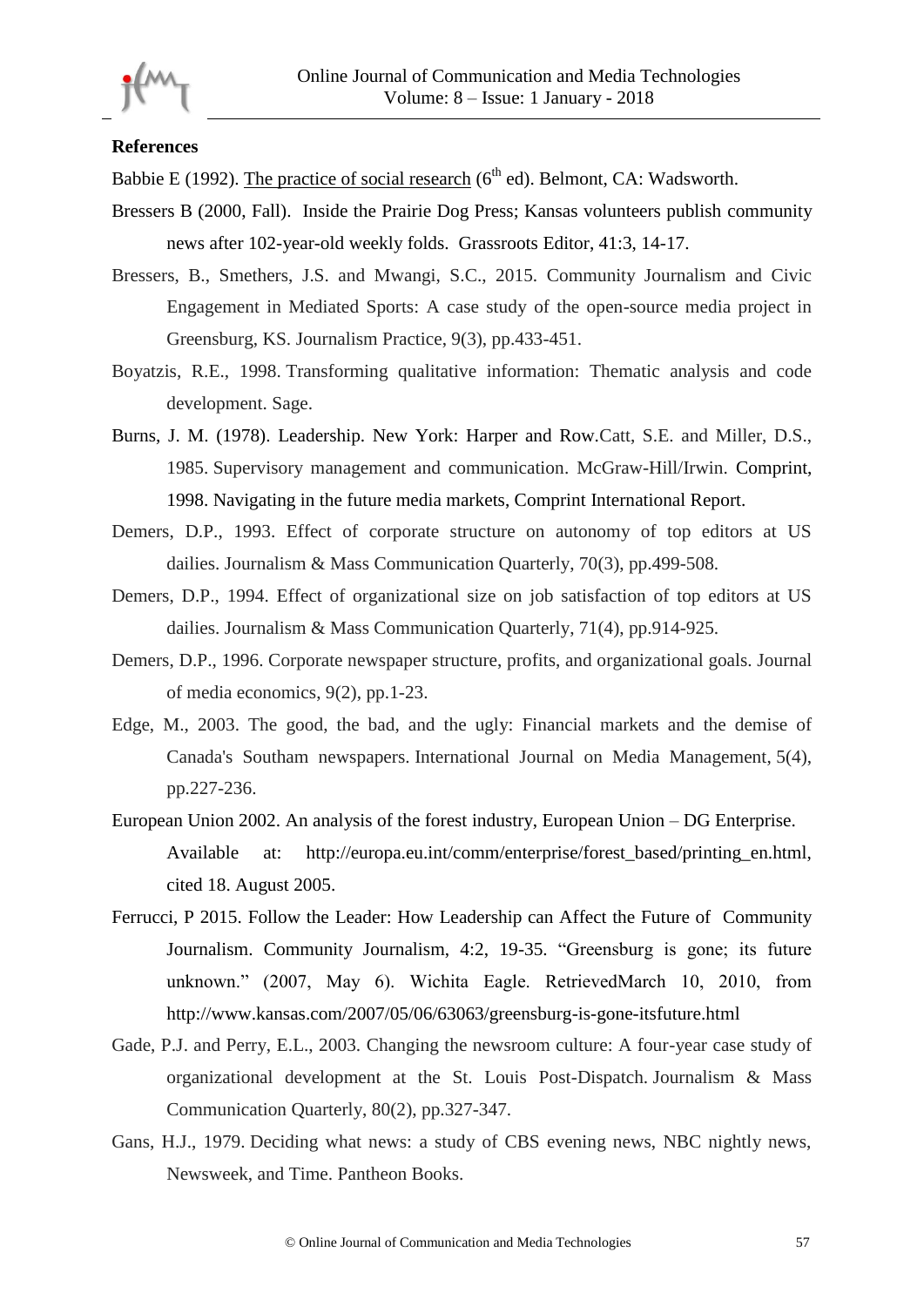**References**

Babbie E (1992). The practice of social research ($6^{th}$ ed). Belmont, CA: Wadsworth.

Bressers B (2000, Fall). Inside the Prairie Dog Press; Kansas volunteers publish community news after 102-year-old weekly folds. Grassroots Editor, 41:3, 14-17.

Bressers, B., Smethers, J.S. and Mwangi, S.C., 2015. Community Journalism and Civic Engagement in Mediated Sports: A case study of the open-source media project in Greensburg, KS. Journalism Practice, 9(3), pp.433-451.

Boyatzis, R.E., 1998. Transforming qualitative information: Thematic analysis and code development. Sage.

Burns, J. M. (1978). Leadership. New York: Harper and Row.Catt, S.E. and Miller, D.S., 1985. Supervisory management and communication. McGraw-Hill/Irwin. Comprint, 1998. Navigating in the future media markets, Comprint International Report.

Demers, D.P., 1993. Effect of corporate structure on autonomy of top editors at US dailies. Journalism & Mass Communication Quarterly, 70(3), pp.499-508.

Demers, D.P., 1994. Effect of organizational size on job satisfaction of top editors at US dailies. Journalism & Mass Communication Quarterly, 71(4), pp.914-925.

Demers, D.P., 1996. Corporate newspaper structure, profits, and organizational goals. Journal of media economics, 9(2), pp.1-23.

Edge, M., 2003. The good, the bad, and the ugly: Financial markets and the demise of Canada's Southam newspapers. International Journal on Media Management, 5(4), pp.227-236.

European Union 2002. An analysis of the forest industry, European Union – DG Enterprise. Available at: http://europa.eu.int/comm/enterprise/forest_based/printing_en.html, cited 18. August 2005.

Ferrucci, P 2015. Follow the Leader: How Leadership can Affect the Future of Community Journalism. Community Journalism, 4:2, 19-35. "Greensburg is gone; its future unknown." (2007, May 6). Wichita Eagle. RetrievedMarch 10, 2010, from http://www.kansas.com/2007/05/06/63063/greensburg-is-gone-itsfuture.html

Gade, P.J. and Perry, E.L., 2003. Changing the newsroom culture: A four-year case study of organizational development at the St. Louis Post-Dispatch. Journalism & Mass Communication Quarterly, 80(2), pp.327-347.

Gans, H.J., 1979. Deciding what news: a study of CBS evening news, NBC nightly news, Newsweek, and Time. Pantheon Books.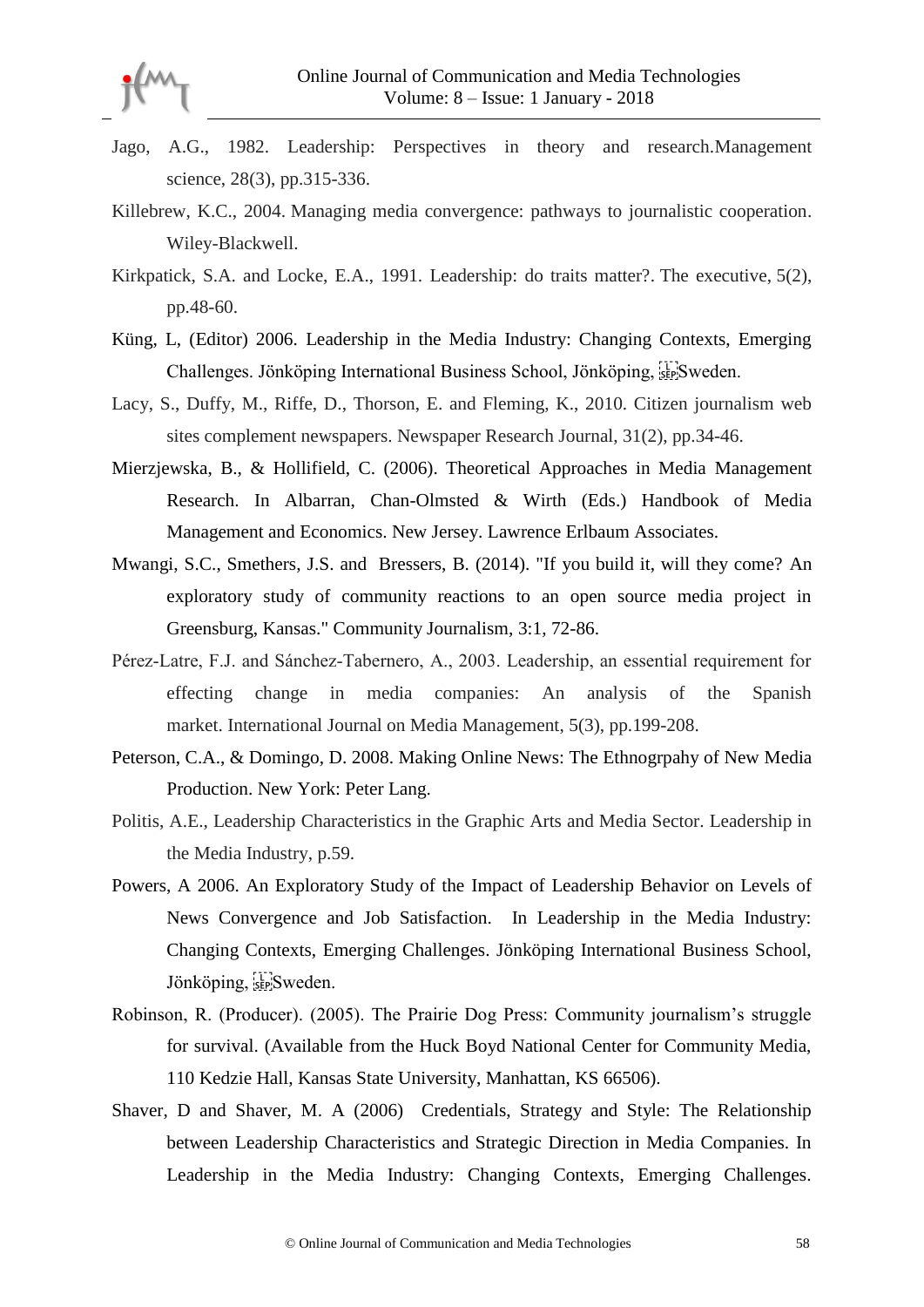Jago, A.G., 1982. Leadership: Perspectives in theory and research.Management science, 28(3), pp.315-336.

Killebrew, K.C., 2004. Managing media convergence: pathways to journalistic cooperation. Wiley-Blackwell.

Kirkpatick, S.A. and Locke, E.A., 1991. Leadership: do traits matter?. The executive, 5(2), pp.48-60.

Küng, L, (Editor) 2006. Leadership in the Media Industry: Changing Contexts, Emerging Challenges. Jönköping International Business School, Jönköping, Sweden.

Lacy, S., Duffy, M., Riffe, D., Thorson, E. and Fleming, K., 2010. Citizen journalism web sites complement newspapers. Newspaper Research Journal, 31(2), pp.34-46.

Mierzjewska, B., & Hollifield, C. (2006). Theoretical Approaches in Media Management Research. In Albarran, Chan-Olmsted & Wirth (Eds.) Handbook of Media Management and Economics. New Jersey. Lawrence Erlbaum Associates.

Mwangi, S.C., Smethers, J.S. and Bressers, B. (2014). "If you build it, will they come? An exploratory study of community reactions to an open source media project in Greensburg, Kansas." Community Journalism, 3:1, 72-86.

Pérez-Latre, F.J. and Sánchez-Tabernero, A., 2003. Leadership, an essential requirement for effecting change in media companies: An analysis of the Spanish market. International Journal on Media Management, 5(3), pp.199-208.

Peterson, C.A., & Domingo, D. 2008. Making Online News: The Ethnogrpahy of New Media Production. New York: Peter Lang.

Politis, A.E., Leadership Characteristics in the Graphic Arts and Media Sector. Leadership in the Media Industry, p.59.

Powers, A 2006. An Exploratory Study of the Impact of Leadership Behavior on Levels of News Convergence and Job Satisfaction. In Leadership in the Media Industry: Changing Contexts, Emerging Challenges. Jönköping International Business School, Jönköping, Sweden.

Robinson, R. (Producer). (2005). The Prairie Dog Press: Community journalism's struggle for survival. (Available from the Huck Boyd National Center for Community Media, 110 Kedzie Hall, Kansas State University, Manhattan, KS 66506).

Shaver, D and Shaver, M. A (2006) Credentials, Strategy and Style: The Relationship between Leadership Characteristics and Strategic Direction in Media Companies. In Leadership in the Media Industry: Changing Contexts, Emerging Challenges.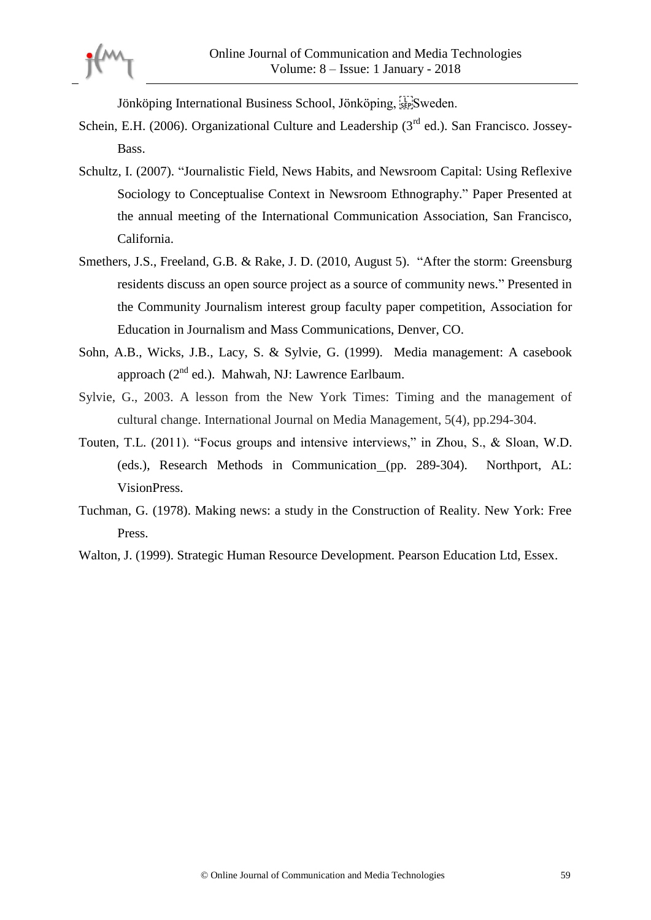Jönköping International Business School, Jönköping, Sweden.

Schein, E.H. (2006). Organizational Culture and Leadership (3rd ed.). San Francisco. Jossey-Bass.

Schultz, I. (2007). "Journalistic Field, News Habits, and Newsroom Capital: Using Reflexive Sociology to Conceptualise Context in Newsroom Ethnography." Paper Presented at the annual meeting of the International Communication Association, San Francisco, California.

Smethers, J.S., Freeland, G.B. & Rake, J. D. (2010, August 5). "After the storm: Greensburg residents discuss an open source project as a source of community news." Presented in the Community Journalism interest group faculty paper competition, Association for Education in Journalism and Mass Communications, Denver, CO.

Sohn, A.B., Wicks, J.B., Lacy, S. & Sylvie, G. (1999). Media management: A casebook approach (2nd ed.). Mahwah, NJ: Lawrence Earlbaum.

Sylvie, G., 2003. A lesson from the New York Times: Timing and the management of cultural change. International Journal on Media Management, 5(4), pp.294-304.

Touten, T.L. (2011). "Focus groups and intensive interviews," in Zhou, S., & Sloan, W.D. (eds.), Research Methods in Communication (pp. 289-304). Northport, AL: VisionPress.

Tuchman, G. (1978). Making news: a study in the Construction of Reality. New York: Free Press.

Walton, J. (1999). Strategic Human Resource Development. Pearson Education Ltd, Essex.